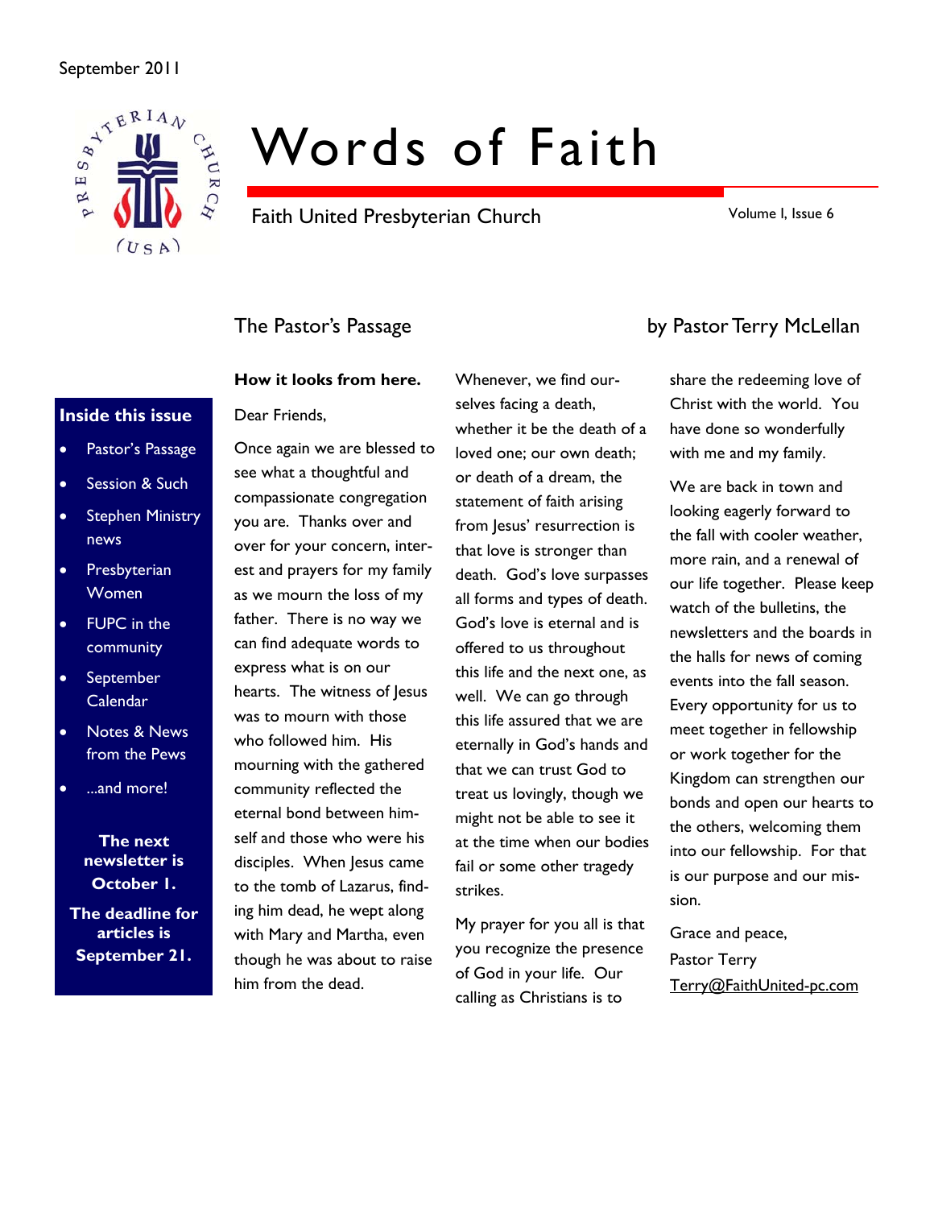September 2011

# Words of Faith

Faith United Presbyterian Church

Volume I, Issue 6

**Inside this issue**

- Pastor's Passage
- Session & Such
- Stephen Ministry news
- Presbyterian Women
- FUPC in the community
- September Calendar
- Notes & News from the Pews
- ...and more!

**The next newsletter is October 1.**

**The deadline for articles is September 21.**

## The Pastor's Passage

by Pastor Terry McLellan

**How it looks from here.**

Dear Friends,

Once again we are blessed to see what a thoughtful and compassionate congregation you are. Thanks over and over for your concern, interest and prayers for my family as we mourn the loss of my father. There is no way we can find adequate words to express what is on our hearts. The witness of Jesus was to mourn with those who followed him. His mourning with the gathered community reflected the eternal bond between himself and those who were his disciples. When Jesus came to the tomb of Lazarus, finding him dead, he wept along with Mary and Martha, even though he was about to raise him from the dead.

Whenever, we find ourselves facing a death, whether it be the death of a loved one; our own death; or death of a dream, the statement of faith arising from Jesus' resurrection is that love is stronger than death. God's love surpasses all forms and types of death. God's love is eternal and is offered to us throughout this life and the next one, as well. We can go through this life assured that we are eternally in God's hands and that we can trust God to treat us lovingly, though we might not be able to see it at the time when our bodies fail or some other tragedy strikes.

My prayer for you all is that you recognize the presence of God in your life. Our calling as Christians is to share the redeeming love of Christ with the world. You have done so wonderfully with me and my family.

We are back in town and looking eagerly forward to the fall with cooler weather, more rain, and a renewal of our life together. Please keep watch of the bulletins, the newsletters and the boards in the halls for news of coming events into the fall season. Every opportunity for us to meet together in fellowship or work together for the Kingdom can strengthen our bonds and open our hearts to the others, welcoming them into our fellowship. For that is our purpose and our mission.

Grace and peace,
Pastor Terry
Terry@FaithUnited-pc.com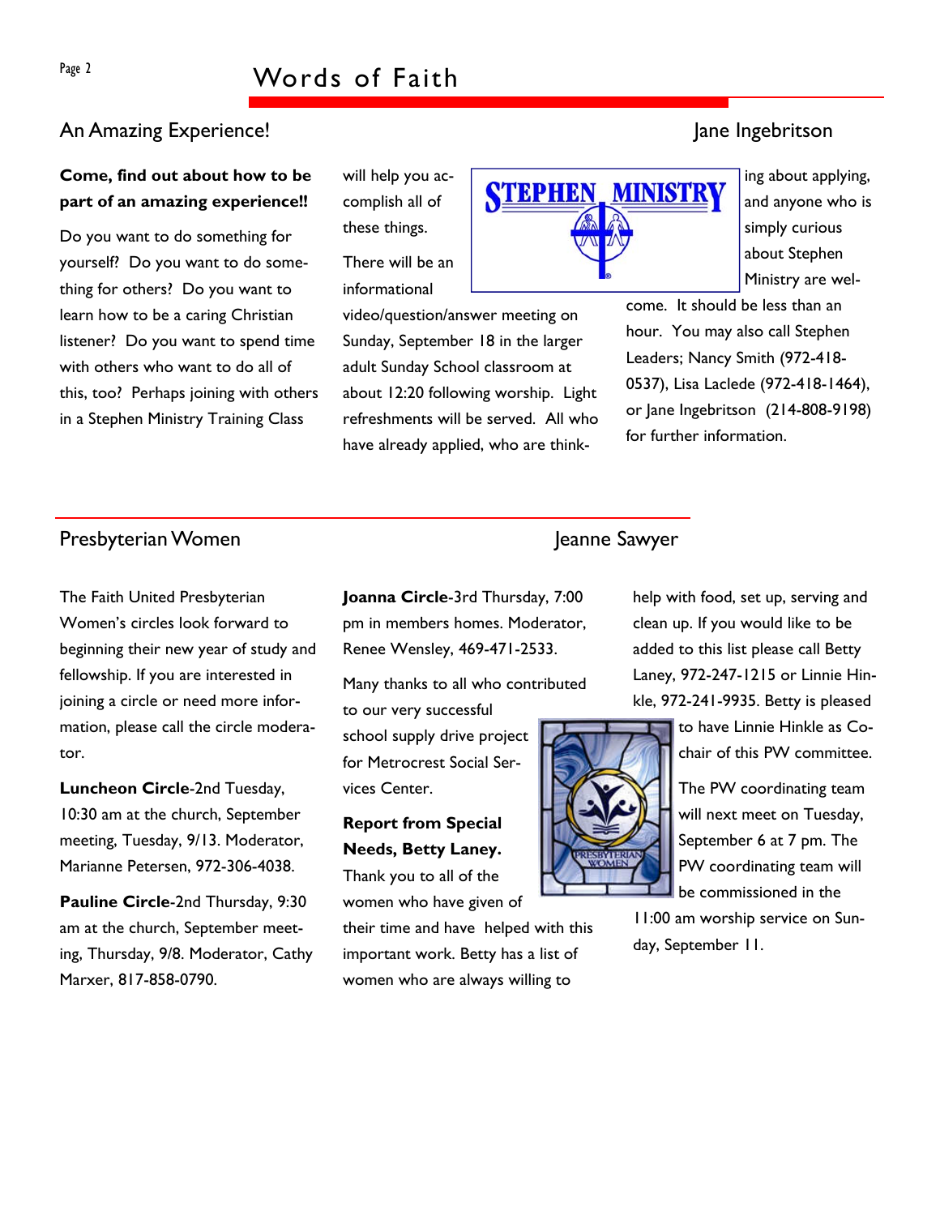## An Amazing Experience!

Jane Ingebritson

**Come, find out about how to be part of an amazing experience!!**

Do you want to do something for yourself? Do you want to do something for others? Do you want to learn how to be a caring Christian listener? Do you want to spend time with others who want to do all of this, too? Perhaps joining with others in a Stephen Ministry Training Class will help you accomplish all of these things.

There will be an informational video/question/answer meeting on Sunday, September 18 in the larger adult Sunday School classroom at about 12:20 following worship. Light refreshments will be served. All who have already applied, who are thinking about applying, and anyone who is simply curious about Stephen Ministry are welcome. It should be less than an hour. You may also call Stephen Leaders; Nancy Smith (972-418-0537), Lisa Laclede (972-418-1464), or Jane Ingebritson (214-808-9198) for further information.

## Presbyterian Women

Jeanne Sawyer

The Faith United Presbyterian Women's circles look forward to beginning their new year of study and fellowship. If you are interested in joining a circle or need more information, please call the circle moderator.

**Luncheon Circle**-2nd Tuesday, 10:30 am at the church, September meeting, Tuesday, 9/13. Moderator, Marianne Petersen, 972-306-4038.

**Pauline Circle**-2nd Thursday, 9:30 am at the church, September meeting, Thursday, 9/8. Moderator, Cathy Marxer, 817-858-0790.

**Joanna Circle**-3rd Thursday, 7:00 pm in members homes. Moderator, Renee Wensley, 469-471-2533.

Many thanks to all who contributed to our very successful school supply drive project for Metrocrest Social Services Center.

**Report from Special Needs, Betty Laney.** Thank you to all of the women who have given of their time and have helped with this important work. Betty has a list of women who are always willing to help with food, set up, serving and clean up. If you would like to be added to this list please call Betty Laney, 972-247-1215 or Linnie Hinkle, 972-241-9935. Betty is pleased to have Linnie Hinkle as Co-chair of this PW committee.

The PW coordinating team will next meet on Tuesday, September 6 at 7 pm. The PW coordinating team will be commissioned in the 11:00 am worship service on Sunday, September 11.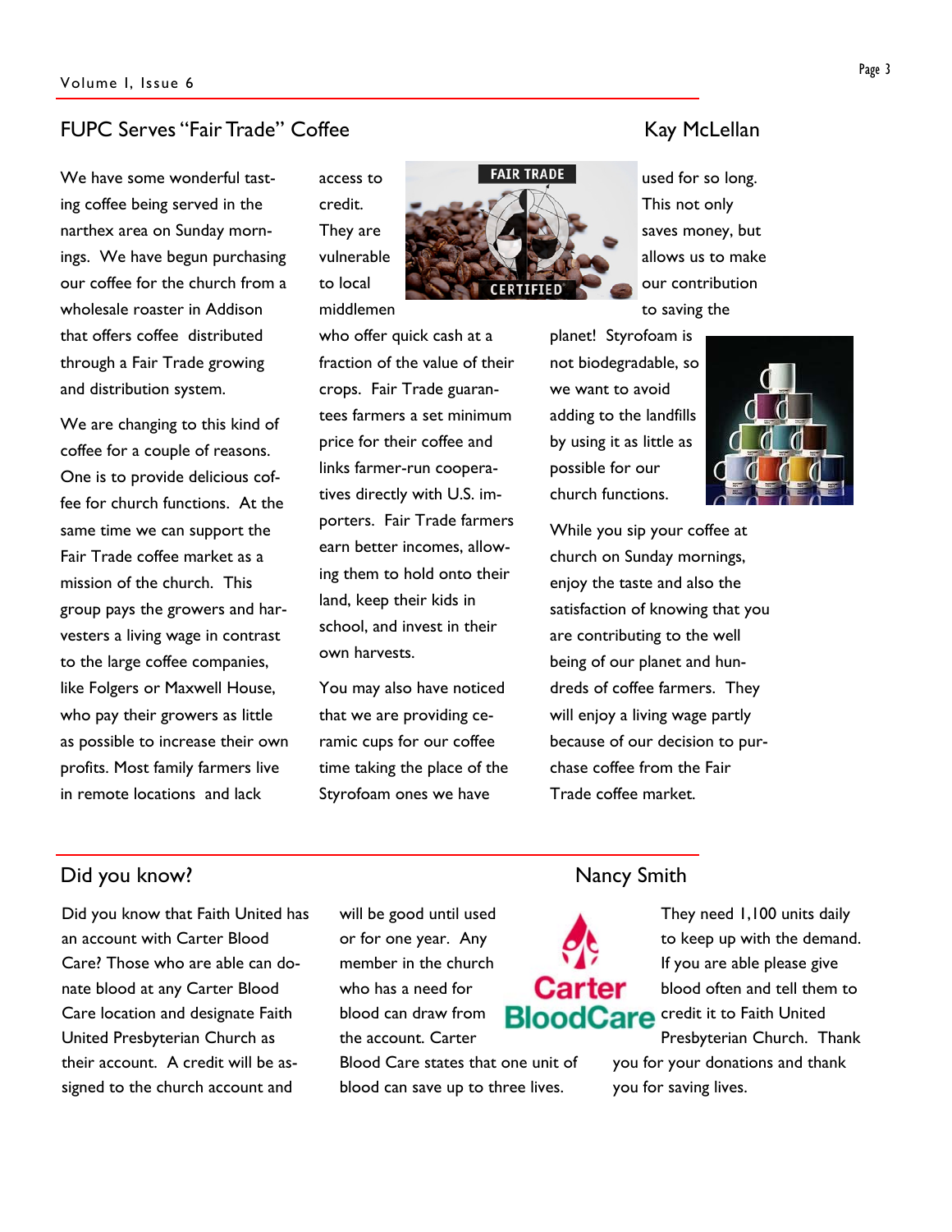## FUPC Serves "Fair Trade" Coffee

Kay McLellan

We have some wonderful tasting coffee being served in the narthex area on Sunday mornings. We have begun purchasing our coffee for the church from a wholesale roaster in Addison that offers coffee distributed through a Fair Trade growing and distribution system.

We are changing to this kind of coffee for a couple of reasons. One is to provide delicious coffee for church functions. At the same time we can support the Fair Trade coffee market as a mission of the church. This group pays the growers and harvesters a living wage in contrast to the large coffee companies, like Folgers or Maxwell House, who pay their growers as little as possible to increase their own profits. Most family farmers live in remote locations and lack access to credit. They are vulnerable to local middlemen who offer quick cash at a fraction of the value of their crops. Fair Trade guarantees farmers a set minimum price for their coffee and links farmer-run cooperatives directly with U.S. importers. Fair Trade farmers earn better incomes, allowing them to hold onto their land, keep their kids in school, and invest in their own harvests.

You may also have noticed that we are providing ceramic cups for our coffee time taking the place of the Styrofoam ones we have used for so long. This not only saves money, but allows us to make our contribution to saving the planet! Styrofoam is not biodegradable, so we want to avoid adding to the landfills by using it as little as possible for our church functions.

While you sip your coffee at church on Sunday mornings, enjoy the taste and also the satisfaction of knowing that you are contributing to the well being of our planet and hundreds of coffee farmers. They will enjoy a living wage partly because of our decision to purchase coffee from the Fair Trade coffee market.

## Did you know?

Nancy Smith

Did you know that Faith United has an account with Carter Blood Care? Those who are able can donate blood at any Carter Blood Care location and designate Faith United Presbyterian Church as their account. A credit will be assigned to the church account and will be good until used or for one year. Any member in the church who has a need for blood can draw from the account. Carter Blood Care states that one unit of blood can save up to three lives. They need 1,100 units daily to keep up with the demand. If you are able please give blood often and tell them to credit it to Faith United Presbyterian Church. Thank you for your donations and thank you for saving lives.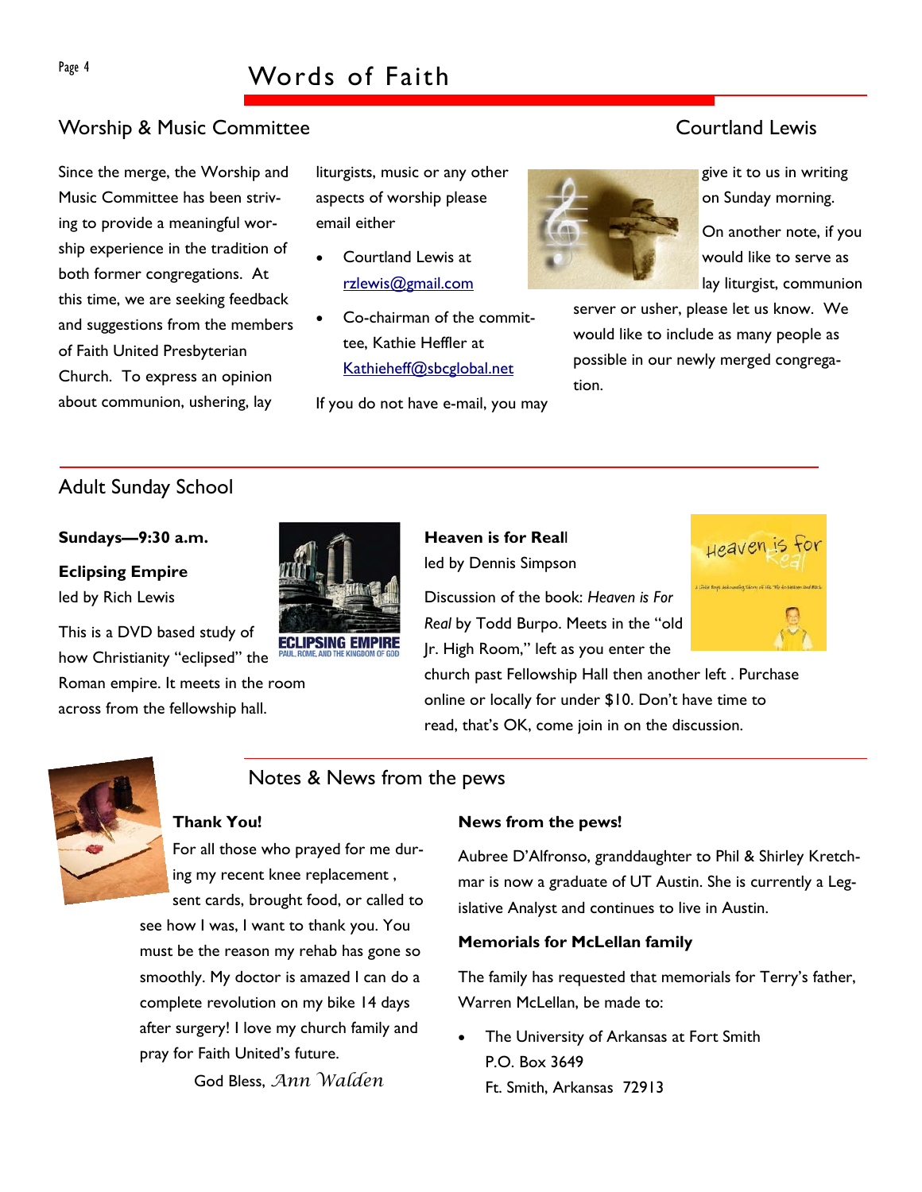## Worship & Music Committee

Courtland Lewis

Since the merge, the Worship and Music Committee has been striving to provide a meaningful worship experience in the tradition of both former congregations. At this time, we are seeking feedback and suggestions from the members of Faith United Presbyterian Church. To express an opinion about communion, ushering, lay liturgists, music or any other aspects of worship please email either

- Courtland Lewis at rzlewis@gmail.com
- Co-chairman of the committee, Kathie Heffler at Kathieheff@sbcglobal.net

If you do not have e-mail, you may give it to us in writing on Sunday morning.

On another note, if you would like to serve as lay liturgist, communion server or usher, please let us know. We would like to include as many people as possible in our newly merged congregation.

## Adult Sunday School

**Sundays—9:30 a.m.**

**Eclipsing Empire**
led by Rich Lewis

This is a DVD based study of how Christianity "eclipsed" the Roman empire. It meets in the room across from the fellowship hall.

**Heaven is for Reall**
led by Dennis Simpson

Discussion of the book: *Heaven is For Real* by Todd Burpo. Meets in the "old Jr. High Room," left as you enter the church past Fellowship Hall then another left . Purchase online or locally for under $10. Don't have time to read, that's OK, come join in on the discussion.

## Notes & News from the pews

**Thank You!**

For all those who prayed for me during my recent knee replacement , sent cards, brought food, or called to see how I was, I want to thank you. You must be the reason my rehab has gone so smoothly. My doctor is amazed I can do a complete revolution on my bike 14 days after surgery! I love my church family and pray for Faith United's future.

God Bless, *Ann Walden*

**News from the pews!**

Aubree D'Alfronso, granddaughter to Phil & Shirley Kretchmar is now a graduate of UT Austin. She is currently a Legislative Analyst and continues to live in Austin.

**Memorials for McLellan family**

The family has requested that memorials for Terry's father, Warren McLellan, be made to:

- The University of Arkansas at Fort Smith
  P.O. Box 3649
  Ft. Smith, Arkansas 72913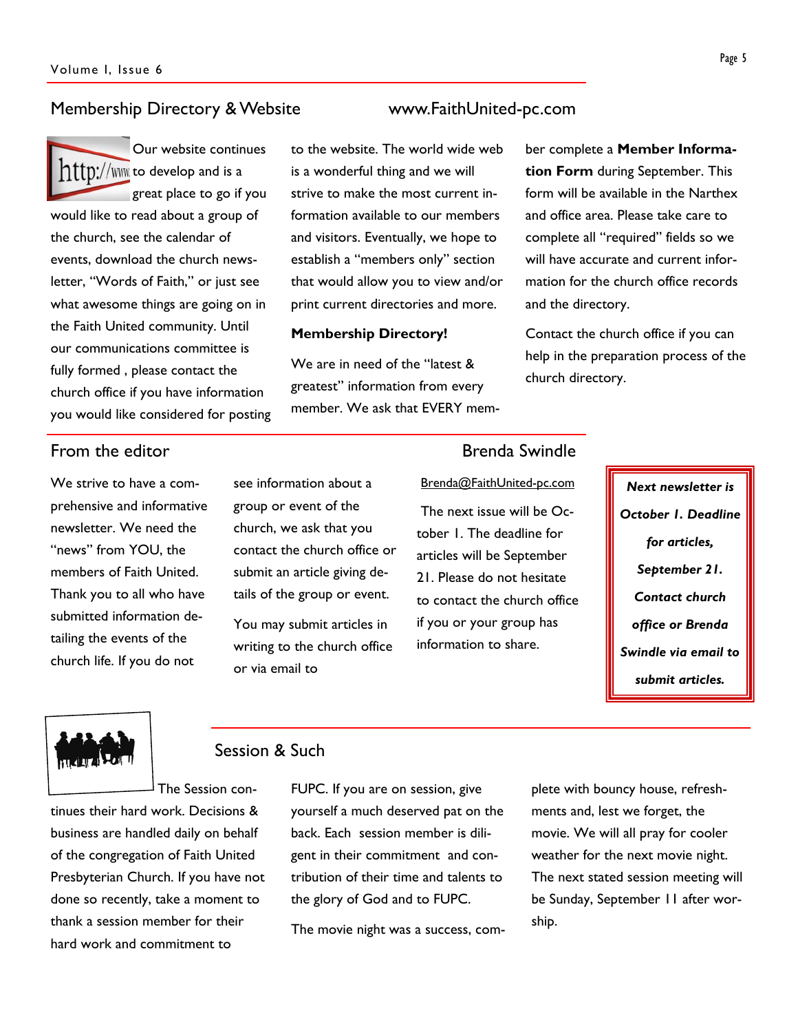## Membership Directory & Website www.FaithUnited-pc.com

Our website continues to develop and is a great place to go if you would like to read about a group of the church, see the calendar of events, download the church newsletter, "Words of Faith," or just see what awesome things are going on in the Faith United community. Until our communications committee is fully formed , please contact the church office if you have information you would like considered for posting to the website. The world wide web is a wonderful thing and we will strive to make the most current information available to our members and visitors. Eventually, we hope to establish a "members only" section that would allow you to view and/or print current directories and more.

**Membership Directory!**

We are in need of the "latest & greatest" information from every member. We ask that EVERY member complete a **Member Information Form** during September. This form will be available in the Narthex and office area. Please take care to complete all "required" fields so we will have accurate and current information for the church office records and the directory.

Contact the church office if you can help in the preparation process of the church directory.

## From the editor Brenda Swindle

We strive to have a comprehensive and informative newsletter. We need the "news" from YOU, the members of Faith United. Thank you to all who have submitted information detailing the events of the church life. If you do not see information about a group or event of the church, we ask that you contact the church office or submit an article giving details of the group or event.

You may submit articles in writing to the church office or via email to Brenda@FaithUnited-pc.com

The next issue will be October 1. The deadline for articles will be September 21. Please do not hesitate to contact the church office if you or your group has information to share.

***Next newsletter is October 1. Deadline for articles, September 21. Contact church office or Brenda Swindle via email to submit articles.***

## Session & Such

The Session continues their hard work. Decisions & business are handled daily on behalf of the congregation of Faith United Presbyterian Church. If you have not done so recently, take a moment to thank a session member for their hard work and commitment to FUPC. If you are on session, give yourself a much deserved pat on the back. Each session member is diligent in their commitment and contribution of their time and talents to the glory of God and to FUPC.

The movie night was a success, complete with bouncy house, refreshments and, lest we forget, the movie. We will all pray for cooler weather for the next movie night. The next stated session meeting will be Sunday, September 11 after worship.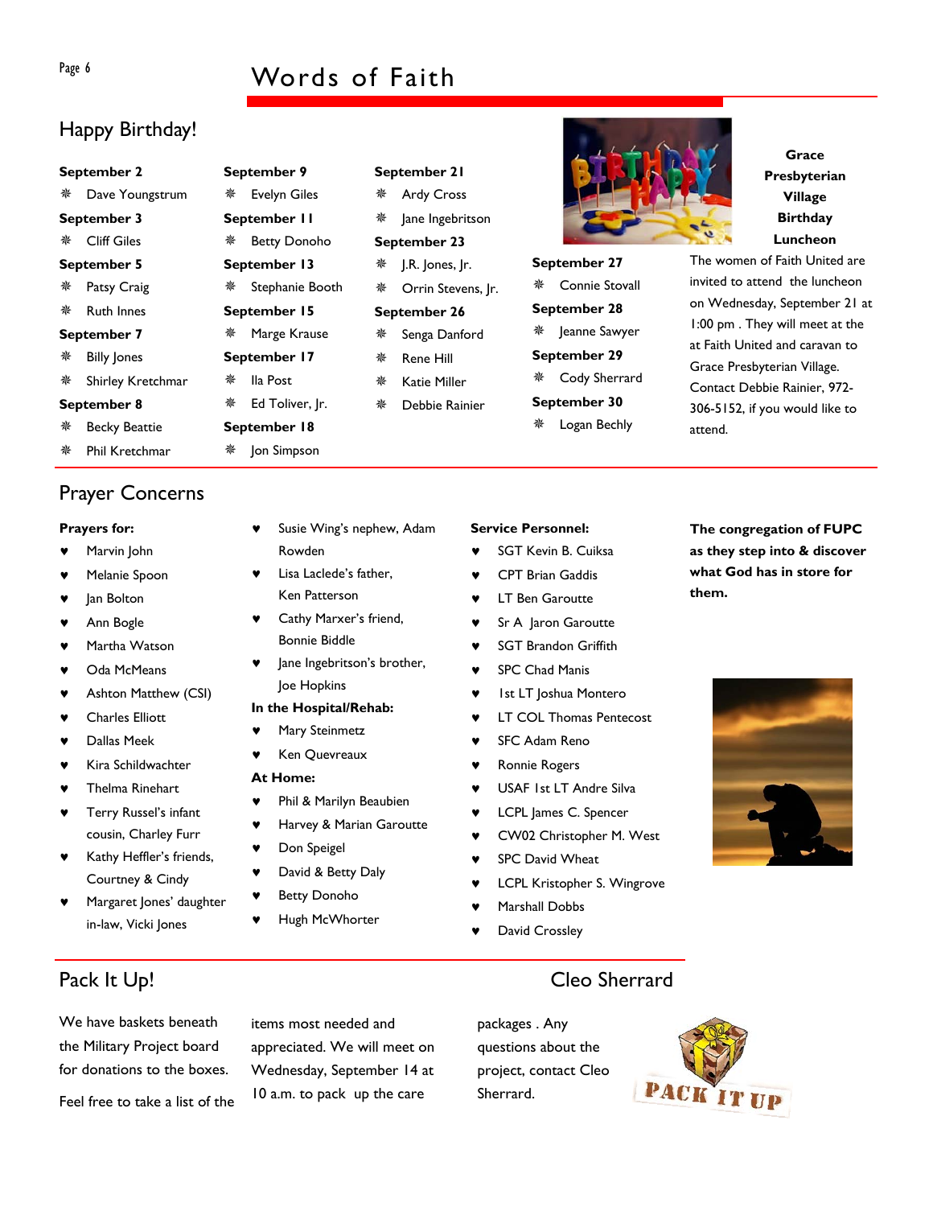# Words of Faith

## Happy Birthday!

**September 2**
- Dave Youngstrum

**September 3**
- Cliff Giles

**September 5**
- Patsy Craig
- Ruth Innes

**September 7**
- Billy Jones
- Shirley Kretchmar

**September 8**
- Becky Beattie
- Phil Kretchmar

**September 9**
- Evelyn Giles

**September 11**
- Betty Donoho

**September 13**
- Stephanie Booth

**September 15**
- Marge Krause

**September 17**
- Ila Post
- Ed Toliver, Jr.

**September 18**
- Jon Simpson

**September 21**
- Ardy Cross
- Jane Ingebritson

**September 23**
- J.R. Jones, Jr.
- Orrin Stevens, Jr.

**September 26**
- Senga Danford
- Rene Hill
- Katie Miller
- Debbie Rainier

**September 27**
- Connie Stovall

**September 28**
- Jeanne Sawyer

**September 29**
- Cody Sherrard

**September 30**
- Logan Bechly

**Grace Presbyterian Village Birthday Luncheon**

The women of Faith United are invited to attend the luncheon on Wednesday, September 21 at 1:00 pm . They will meet at the at Faith United and caravan to Grace Presbyterian Village. Contact Debbie Rainier, 972-306-5152, if you would like to attend.

## Prayer Concerns

**Prayers for:**
- Marvin John
- Melanie Spoon
- Jan Bolton
- Ann Bogle
- Martha Watson
- Oda McMeans
- Ashton Matthew (CSI)
- Charles Elliott
- Dallas Meek
- Kira Schildwachter
- Thelma Rinehart
- Terry Russel's infant cousin, Charley Furr
- Kathy Heffler's friends, Courtney & Cindy
- Margaret Jones' daughter in-law, Vicki Jones
- Susie Wing's nephew, Adam Rowden
- Lisa Laclede's father, Ken Patterson
- Cathy Marxer's friend, Bonnie Biddle
- Jane Ingebritson's brother, Joe Hopkins

**In the Hospital/Rehab:**
- Mary Steinmetz
- Ken Quevreaux

**At Home:**
- Phil & Marilyn Beaubien
- Harvey & Marian Garoutte
- Don Speigel
- David & Betty Daly
- Betty Donoho
- Hugh McWhorter

**Service Personnel:**
- SGT Kevin B. Cuiksa
- CPT Brian Gaddis
- LT Ben Garoutte
- Sr A Jaron Garoutte
- SGT Brandon Griffith
- SPC Chad Manis
- 1st LT Joshua Montero
- LT COL Thomas Pentecost
- SFC Adam Reno
- Ronnie Rogers
- USAF 1st LT Andre Silva
- LCPL James C. Spencer
- CW02 Christopher M. West
- SPC David Wheat
- LCPL Kristopher S. Wingrove
- Marshall Dobbs
- David Crossley

**The congregation of FUPC as they step into & discover what God has in store for them.**

## Pack It Up!

Cleo Sherrard

We have baskets beneath the Military Project board for donations to the boxes.

Feel free to take a list of the items most needed and appreciated. We will meet on Wednesday, September 14 at 10 a.m. to pack up the care packages . Any questions about the project, contact Cleo Sherrard.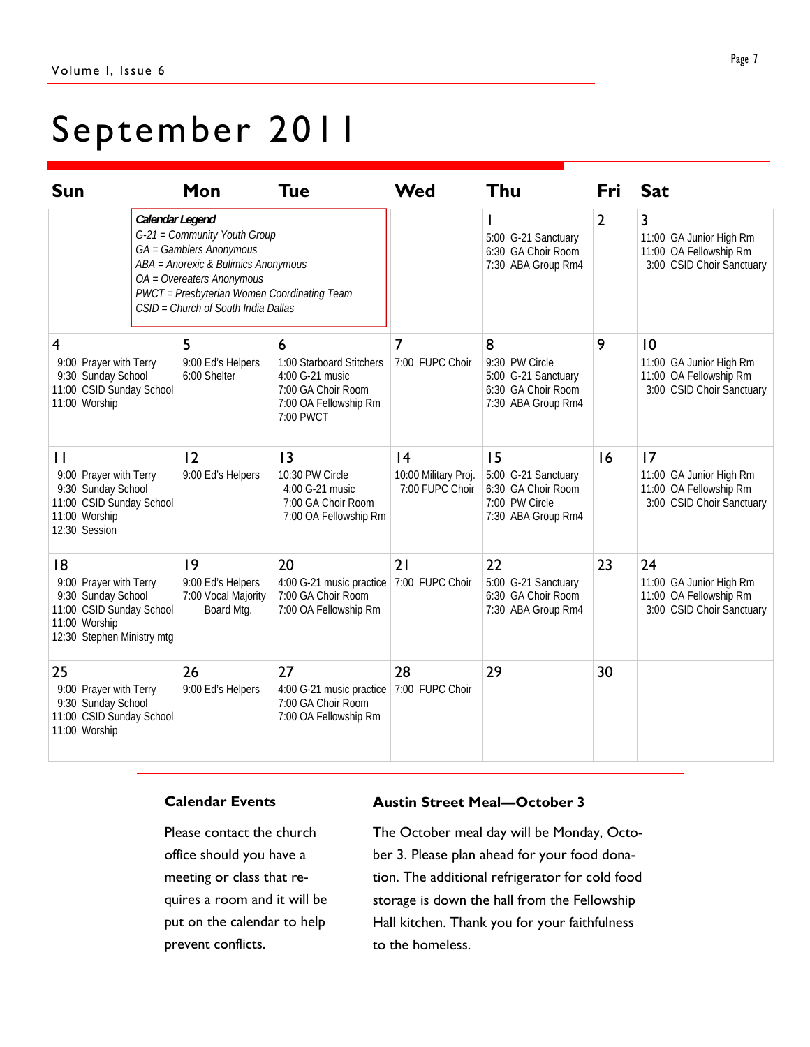# September 2011

| Sun | Mon | Tue | Wed | Thu | Fri | Sat |
|---|---|---|---|---|---|---|
| | ***Calendar Legend*** *G-21 = Community Youth Group* *GA = Gamblers Anonymous* *ABA = Anorexic & Bulimics Anonymous* *OA = Overeaters Anonymous* *PWCT = Presbyterian Women Coordinating Team* *CSID = Church of South India Dallas* | | | 1<br>5:00 G-21 Sanctuary<br>6:30 GA Choir Room<br>7:30 ABA Group Rm4 | 2 | 3<br>11:00 GA Junior High Rm<br>11:00 OA Fellowship Rm<br>3:00 CSID Choir Sanctuary |
| 4<br>9:00 Prayer with Terry<br>9:30 Sunday School<br>11:00 CSID Sunday School<br>11:00 Worship | 5<br>9:00 Ed's Helpers<br>6:00 Shelter | 6<br>1:00 Starboard Stitchers<br>4:00 G-21 music<br>7:00 GA Choir Room<br>7:00 OA Fellowship Rm<br>7:00 PWCT | 7<br>7:00 FUPC Choir | 8<br>9:30 PW Circle<br>5:00 G-21 Sanctuary<br>6:30 GA Choir Room<br>7:30 ABA Group Rm4 | 9 | 10<br>11:00 GA Junior High Rm<br>11:00 OA Fellowship Rm<br>3:00 CSID Choir Sanctuary |
| 11<br>9:00 Prayer with Terry<br>9:30 Sunday School<br>11:00 CSID Sunday School<br>11:00 Worship<br>12:30 Session | 12<br>9:00 Ed's Helpers | 13<br>10:30 PW Circle<br>4:00 G-21 music<br>7:00 GA Choir Room<br>7:00 OA Fellowship Rm | 14<br>10:00 Military Proj.<br>7:00 FUPC Choir | 15<br>5:00 G-21 Sanctuary<br>6:30 GA Choir Room<br>7:00 PW Circle<br>7:30 ABA Group Rm4 | 16 | 17<br>11:00 GA Junior High Rm<br>11:00 OA Fellowship Rm<br>3:00 CSID Choir Sanctuary |
| 18<br>9:00 Prayer with Terry<br>9:30 Sunday School<br>11:00 CSID Sunday School<br>11:00 Worship<br>12:30 Stephen Ministry mtg | 19<br>9:00 Ed's Helpers<br>7:00 Vocal Majority Board Mtg. | 20<br>4:00 G-21 music practice<br>7:00 GA Choir Room<br>7:00 OA Fellowship Rm | 21<br>7:00 FUPC Choir | 22<br>5:00 G-21 Sanctuary<br>6:30 GA Choir Room<br>7:30 ABA Group Rm4 | 23 | 24<br>11:00 GA Junior High Rm<br>11:00 OA Fellowship Rm<br>3:00 CSID Choir Sanctuary |
| 25<br>9:00 Prayer with Terry<br>9:30 Sunday School<br>11:00 CSID Sunday School<br>11:00 Worship | 26<br>9:00 Ed's Helpers | 27<br>4:00 G-21 music practice<br>7:00 GA Choir Room<br>7:00 OA Fellowship Rm | 28<br>7:00 FUPC Choir | 29 | 30 | |

### Calendar Events

Please contact the church office should you have a meeting or class that requires a room and it will be put on the calendar to help prevent conflicts.

### Austin Street Meal—October 3

The October meal day will be Monday, October 3. Please plan ahead for your food donation. The additional refrigerator for cold food storage is down the hall from the Fellowship Hall kitchen. Thank you for your faithfulness to the homeless.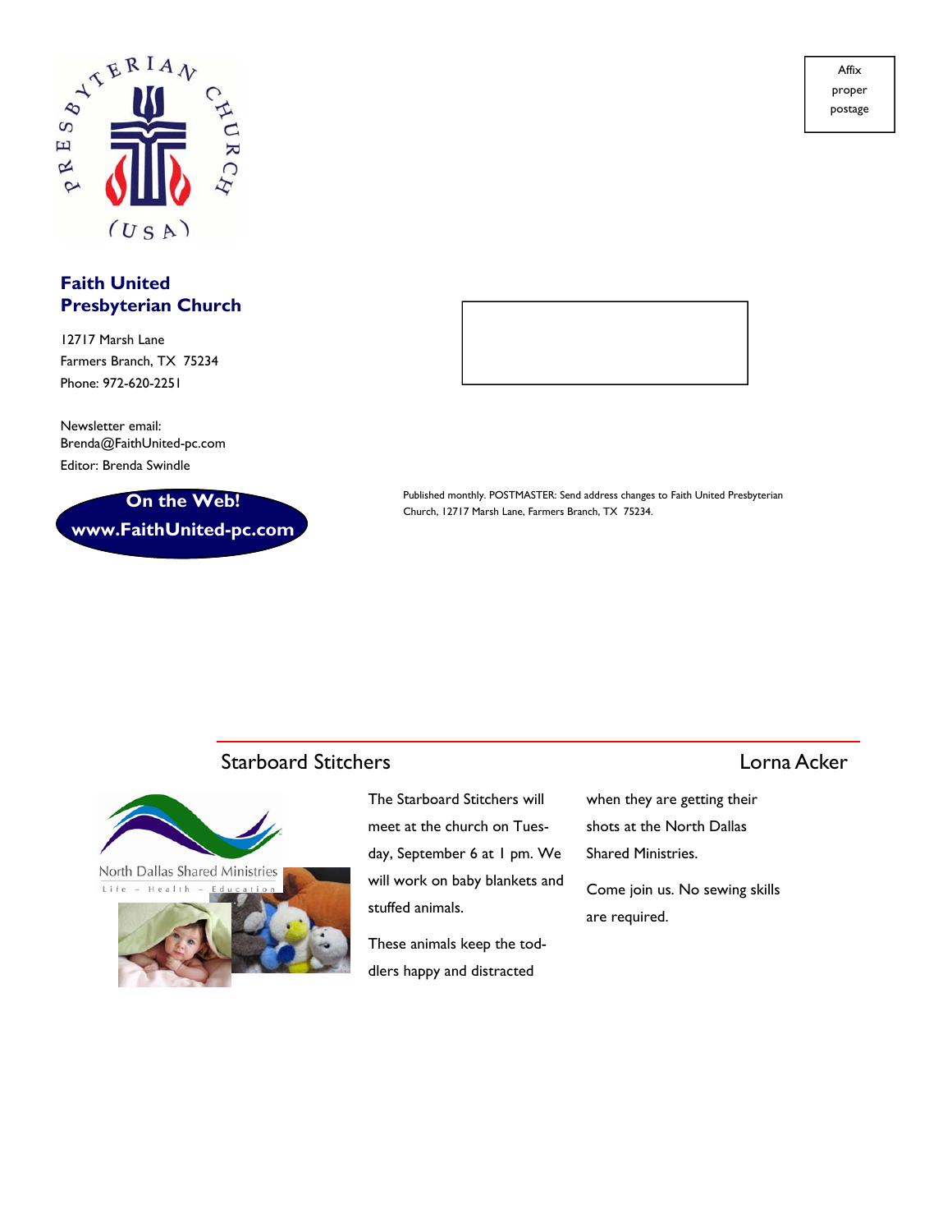PRESBYTERIAN CHURCH (USA)

**Faith United Presbyterian Church**

12717 Marsh Lane
Farmers Branch, TX 75234
Phone: 972-620-2251

Newsletter email:
Brenda@FaithUnited-pc.com
Editor: Brenda Swindle

**On the Web!**
**www.FaithUnited-pc.com**

Affix proper postage

Published monthly. POSTMASTER: Send address changes to Faith United Presbyterian Church, 12717 Marsh Lane, Farmers Branch, TX 75234.

## Starboard Stitchers

Lorna Acker

North Dallas Shared Ministries
Life – Health – Education

The Starboard Stitchers will meet at the church on Tuesday, September 6 at 1 pm. We will work on baby blankets and stuffed animals.

These animals keep the toddlers happy and distracted when they are getting their shots at the North Dallas Shared Ministries.

Come join us. No sewing skills are required.